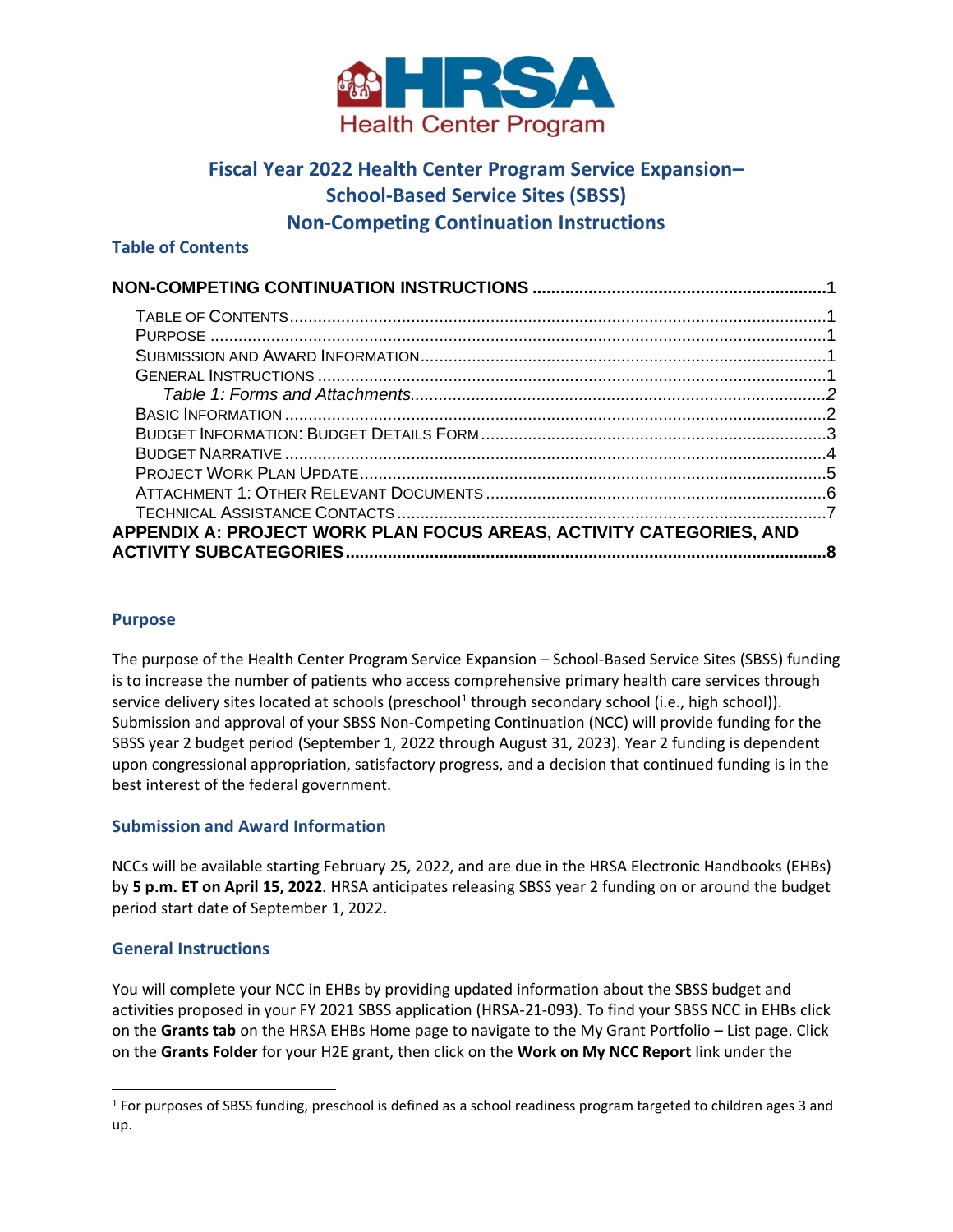HRSA Health Center Program

# Fiscal Year 2022 Health Center Program Service Expansion–School-Based Service Sites (SBSS) Non-Competing Continuation Instructions

## Table of Contents

**NON-COMPETING CONTINUATION INSTRUCTIONS** .......... 1

- Table of Contents .......... 1
- Purpose .......... 1
- Submission and Award Information .......... 1
- General Instructions .......... 1
  - *Table 1: Forms and Attachments* .......... 2
- Basic Information .......... 2
- Budget Information: Budget Details Form .......... 3
- Budget Narrative .......... 4
- Project Work Plan Update .......... 5
- Attachment 1: Other Relevant Documents .......... 6
- Technical Assistance Contacts .......... 7

**APPENDIX A: PROJECT WORK PLAN FOCUS AREAS, ACTIVITY CATEGORIES, AND ACTIVITY SUBCATEGORIES** .......... 8

## Purpose

The purpose of the Health Center Program Service Expansion – School-Based Service Sites (SBSS) funding is to increase the number of patients who access comprehensive primary health care services through service delivery sites located at schools (preschool[1] through secondary school (i.e., high school)). Submission and approval of your SBSS Non-Competing Continuation (NCC) will provide funding for the SBSS year 2 budget period (September 1, 2022 through August 31, 2023). Year 2 funding is dependent upon congressional appropriation, satisfactory progress, and a decision that continued funding is in the best interest of the federal government.

## Submission and Award Information

NCCs will be available starting February 25, 2022, and are due in the HRSA Electronic Handbooks (EHBs) by **5 p.m. ET on April 15, 2022**. HRSA anticipates releasing SBSS year 2 funding on or around the budget period start date of September 1, 2022.

## General Instructions

You will complete your NCC in EHBs by providing updated information about the SBSS budget and activities proposed in your FY 2021 SBSS application (HRSA-21-093). To find your SBSS NCC in EHBs click on the **Grants tab** on the HRSA EHBs Home page to navigate to the My Grant Portfolio – List page. Click on the **Grants Folder** for your H2E grant, then click on the **Work on My NCC Report** link under the

[1] For purposes of SBSS funding, preschool is defined as a school readiness program targeted to children ages 3 and up.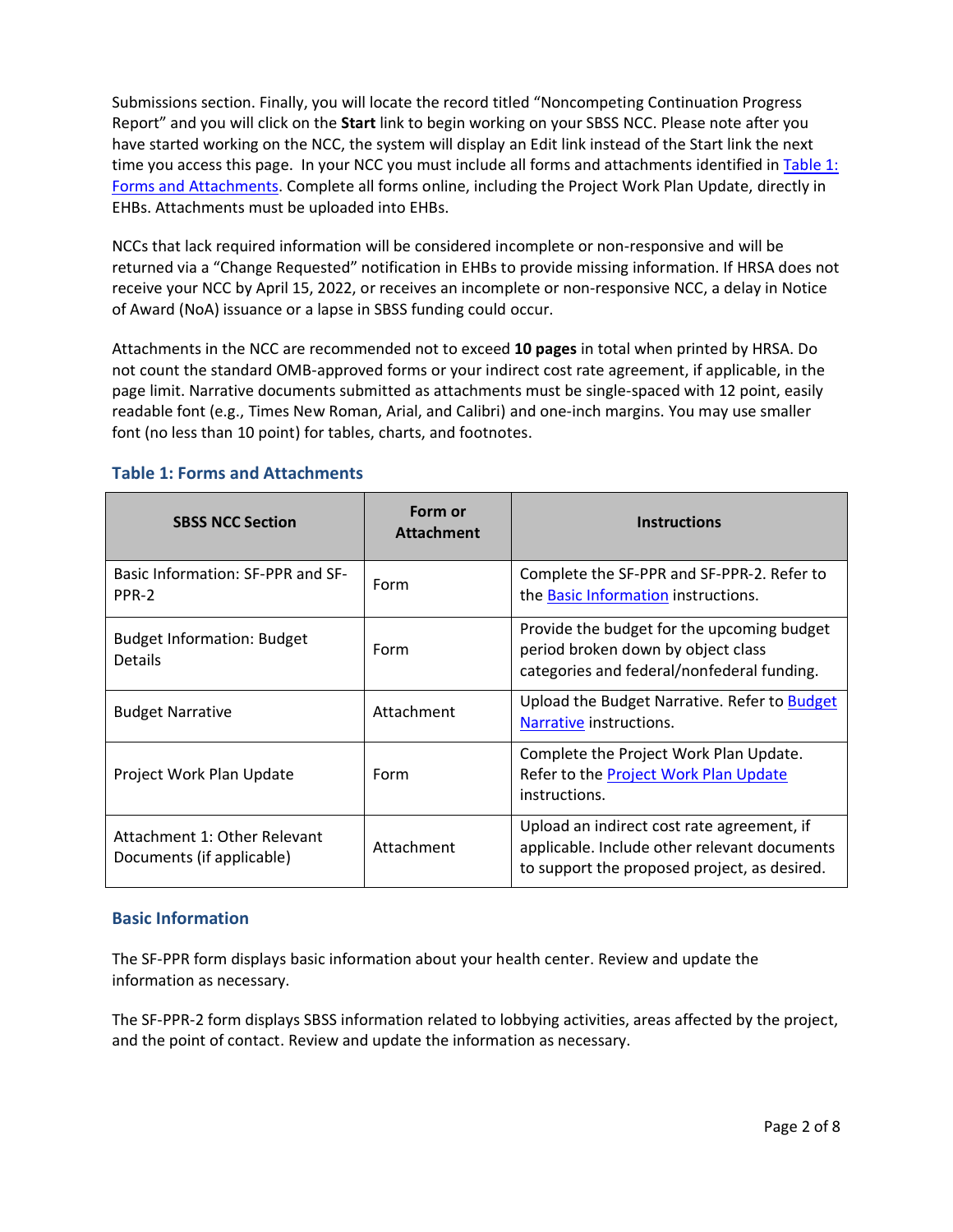Submissions section. Finally, you will locate the record titled "Noncompeting Continuation Progress Report" and you will click on the **Start** link to begin working on your SBSS NCC. Please note after you have started working on the NCC, the system will display an Edit link instead of the Start link the next time you access this page. In your NCC you must include all forms and attachments identified in Table 1: Forms and Attachments. Complete all forms online, including the Project Work Plan Update, directly in EHBs. Attachments must be uploaded into EHBs.

NCCs that lack required information will be considered incomplete or non-responsive and will be returned via a "Change Requested" notification in EHBs to provide missing information. If HRSA does not receive your NCC by April 15, 2022, or receives an incomplete or non-responsive NCC, a delay in Notice of Award (NoA) issuance or a lapse in SBSS funding could occur.

Attachments in the NCC are recommended not to exceed **10 pages** in total when printed by HRSA. Do not count the standard OMB-approved forms or your indirect cost rate agreement, if applicable, in the page limit. Narrative documents submitted as attachments must be single-spaced with 12 point, easily readable font (e.g., Times New Roman, Arial, and Calibri) and one-inch margins. You may use smaller font (no less than 10 point) for tables, charts, and footnotes.

### Table 1: Forms and Attachments

| SBSS NCC Section | Form or Attachment | Instructions |
| --- | --- | --- |
| Basic Information: SF-PPR and SF-PPR-2 | Form | Complete the SF-PPR and SF-PPR-2. Refer to the Basic Information instructions. |
| Budget Information: Budget Details | Form | Provide the budget for the upcoming budget period broken down by object class categories and federal/nonfederal funding. |
| Budget Narrative | Attachment | Upload the Budget Narrative. Refer to Budget Narrative instructions. |
| Project Work Plan Update | Form | Complete the Project Work Plan Update. Refer to the Project Work Plan Update instructions. |
| Attachment 1: Other Relevant Documents (if applicable) | Attachment | Upload an indirect cost rate agreement, if applicable. Include other relevant documents to support the proposed project, as desired. |

### Basic Information

The SF-PPR form displays basic information about your health center. Review and update the information as necessary.

The SF-PPR-2 form displays SBSS information related to lobbying activities, areas affected by the project, and the point of contact. Review and update the information as necessary.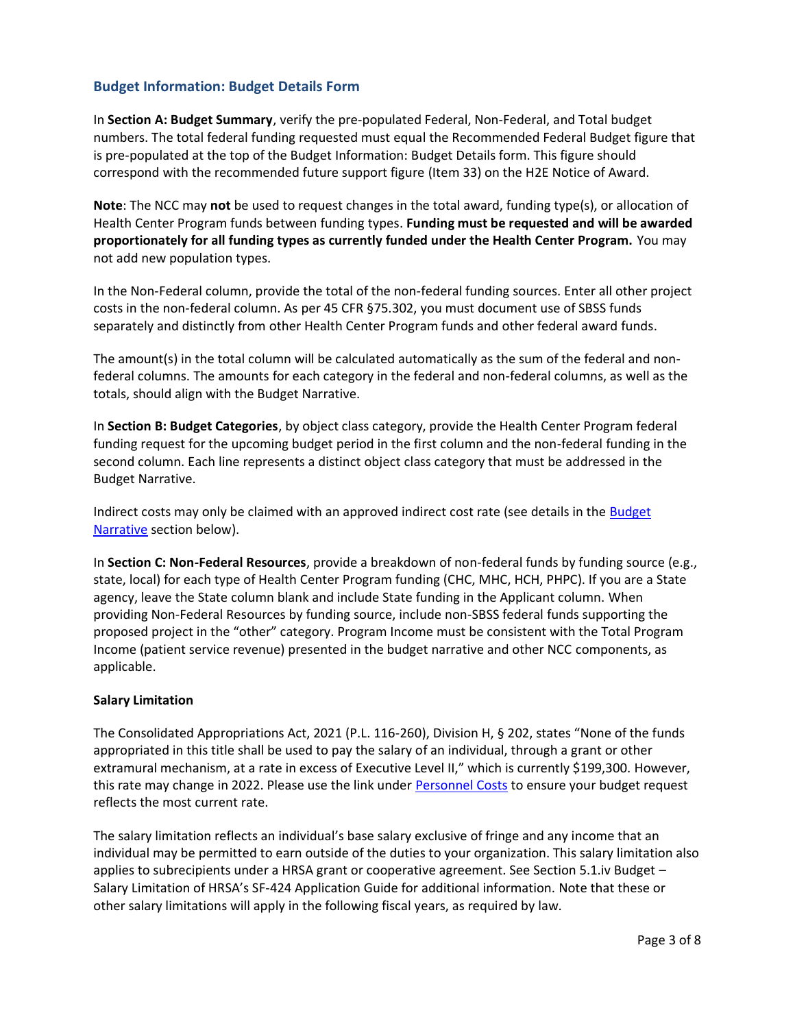## Budget Information: Budget Details Form

In **Section A: Budget Summary**, verify the pre-populated Federal, Non-Federal, and Total budget numbers. The total federal funding requested must equal the Recommended Federal Budget figure that is pre-populated at the top of the Budget Information: Budget Details form. This figure should correspond with the recommended future support figure (Item 33) on the H2E Notice of Award.

**Note**: The NCC may **not** be used to request changes in the total award, funding type(s), or allocation of Health Center Program funds between funding types. **Funding must be requested and will be awarded proportionately for all funding types as currently funded under the Health Center Program.** You may not add new population types.

In the Non-Federal column, provide the total of the non-federal funding sources. Enter all other project costs in the non-federal column. As per 45 CFR §75.302, you must document use of SBSS funds separately and distinctly from other Health Center Program funds and other federal award funds.

The amount(s) in the total column will be calculated automatically as the sum of the federal and non-federal columns. The amounts for each category in the federal and non-federal columns, as well as the totals, should align with the Budget Narrative.

In **Section B: Budget Categories**, by object class category, provide the Health Center Program federal funding request for the upcoming budget period in the first column and the non-federal funding in the second column. Each line represents a distinct object class category that must be addressed in the Budget Narrative.

Indirect costs may only be claimed with an approved indirect cost rate (see details in the [Budget Narrative] section below).

In **Section C: Non-Federal Resources**, provide a breakdown of non-federal funds by funding source (e.g., state, local) for each type of Health Center Program funding (CHC, MHC, HCH, PHPC). If you are a State agency, leave the State column blank and include State funding in the Applicant column. When providing Non-Federal Resources by funding source, include non-SBSS federal funds supporting the proposed project in the "other" category. Program Income must be consistent with the Total Program Income (patient service revenue) presented in the budget narrative and other NCC components, as applicable.

### Salary Limitation

The Consolidated Appropriations Act, 2021 (P.L. 116-260), Division H, § 202, states "None of the funds appropriated in this title shall be used to pay the salary of an individual, through a grant or other extramural mechanism, at a rate in excess of Executive Level II," which is currently $199,300. However, this rate may change in 2022. Please use the link under [Personnel Costs] to ensure your budget request reflects the most current rate.

The salary limitation reflects an individual's base salary exclusive of fringe and any income that an individual may be permitted to earn outside of the duties to your organization. This salary limitation also applies to subrecipients under a HRSA grant or cooperative agreement. See Section 5.1.iv Budget – Salary Limitation of HRSA's SF-424 Application Guide for additional information. Note that these or other salary limitations will apply in the following fiscal years, as required by law.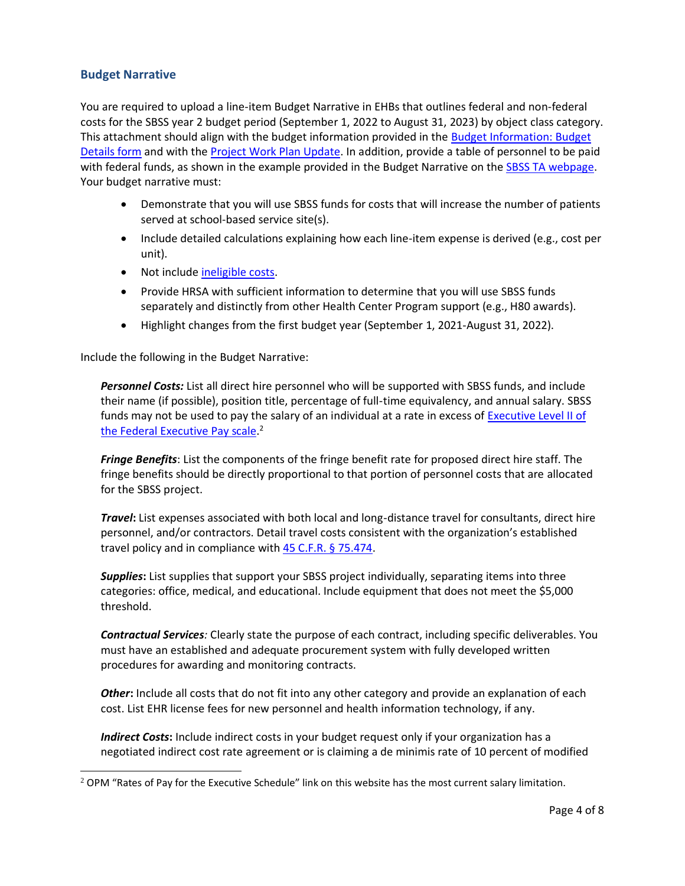## Budget Narrative

You are required to upload a line-item Budget Narrative in EHBs that outlines federal and non-federal costs for the SBSS year 2 budget period (September 1, 2022 to August 31, 2023) by object class category. This attachment should align with the budget information provided in the Budget Information: Budget Details form and with the Project Work Plan Update. In addition, provide a table of personnel to be paid with federal funds, as shown in the example provided in the Budget Narrative on the SBSS TA webpage. Your budget narrative must:

- Demonstrate that you will use SBSS funds for costs that will increase the number of patients served at school-based service site(s).
- Include detailed calculations explaining how each line-item expense is derived (e.g., cost per unit).
- Not include ineligible costs.
- Provide HRSA with sufficient information to determine that you will use SBSS funds separately and distinctly from other Health Center Program support (e.g., H80 awards).
- Highlight changes from the first budget year (September 1, 2021-August 31, 2022).

Include the following in the Budget Narrative:

***Personnel Costs:*** List all direct hire personnel who will be supported with SBSS funds, and include their name (if possible), position title, percentage of full-time equivalency, and annual salary. SBSS funds may not be used to pay the salary of an individual at a rate in excess of Executive Level II of the Federal Executive Pay scale.[2]

***Fringe Benefits***: List the components of the fringe benefit rate for proposed direct hire staff. The fringe benefits should be directly proportional to that portion of personnel costs that are allocated for the SBSS project.

***Travel*****:** List expenses associated with both local and long-distance travel for consultants, direct hire personnel, and/or contractors. Detail travel costs consistent with the organization's established travel policy and in compliance with 45 C.F.R. § 75.474.

***Supplies*****:** List supplies that support your SBSS project individually, separating items into three categories: office, medical, and educational. Include equipment that does not meet the $5,000 threshold.

***Contractual Services****:* Clearly state the purpose of each contract, including specific deliverables. You must have an established and adequate procurement system with fully developed written procedures for awarding and monitoring contracts.

***Other*****:** Include all costs that do not fit into any other category and provide an explanation of each cost. List EHR license fees for new personnel and health information technology, if any.

***Indirect Costs*****:** Include indirect costs in your budget request only if your organization has a negotiated indirect cost rate agreement or is claiming a de minimis rate of 10 percent of modified

[2] OPM "Rates of Pay for the Executive Schedule" link on this website has the most current salary limitation.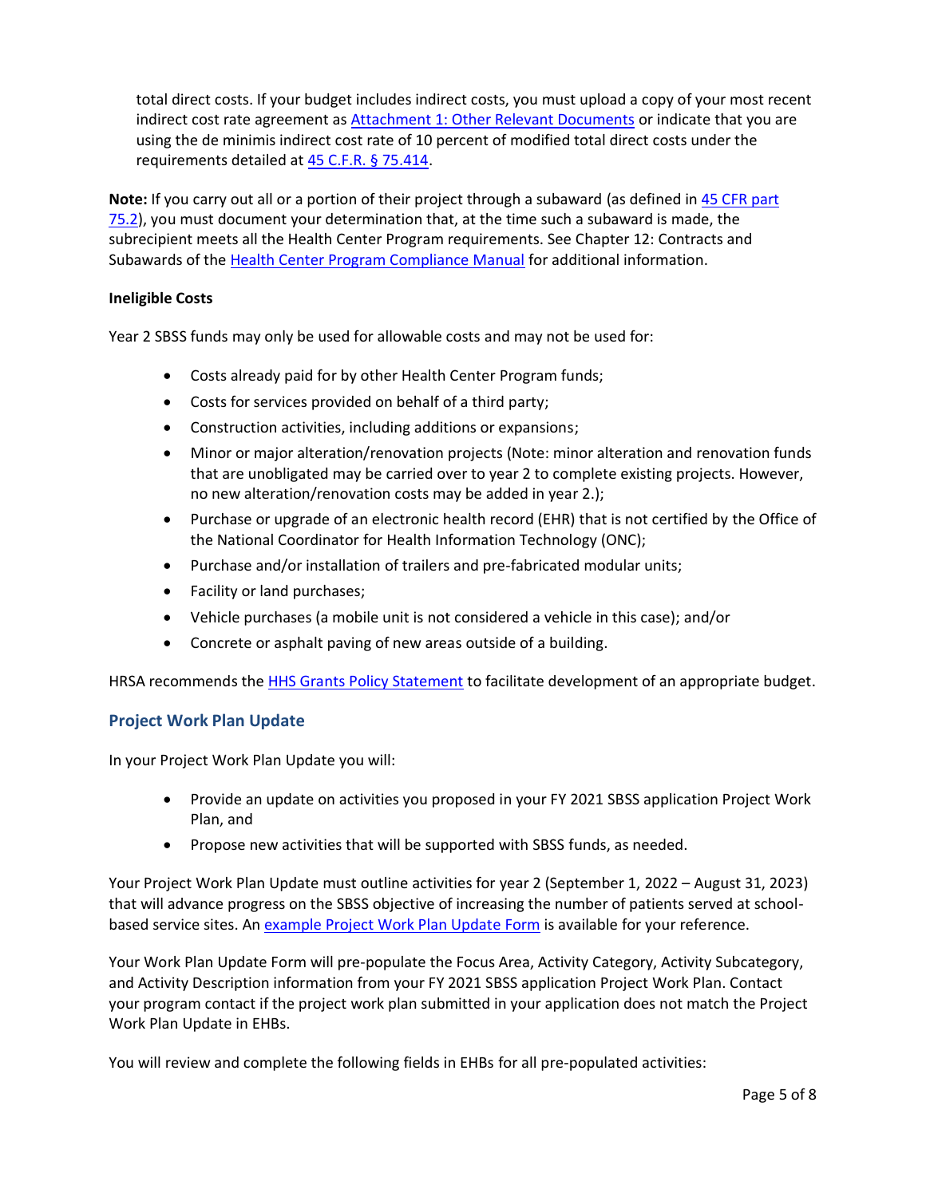total direct costs. If your budget includes indirect costs, you must upload a copy of your most recent indirect cost rate agreement as Attachment 1: Other Relevant Documents or indicate that you are using the de minimis indirect cost rate of 10 percent of modified total direct costs under the requirements detailed at 45 C.F.R. § 75.414.

**Note:** If you carry out all or a portion of their project through a subaward (as defined in 45 CFR part 75.2), you must document your determination that, at the time such a subaward is made, the subrecipient meets all the Health Center Program requirements. See Chapter 12: Contracts and Subawards of the Health Center Program Compliance Manual for additional information.

**Ineligible Costs**

Year 2 SBSS funds may only be used for allowable costs and may not be used for:

- Costs already paid for by other Health Center Program funds;
- Costs for services provided on behalf of a third party;
- Construction activities, including additions or expansions;
- Minor or major alteration/renovation projects (Note: minor alteration and renovation funds that are unobligated may be carried over to year 2 to complete existing projects. However, no new alteration/renovation costs may be added in year 2.);
- Purchase or upgrade of an electronic health record (EHR) that is not certified by the Office of the National Coordinator for Health Information Technology (ONC);
- Purchase and/or installation of trailers and pre-fabricated modular units;
- Facility or land purchases;
- Vehicle purchases (a mobile unit is not considered a vehicle in this case); and/or
- Concrete or asphalt paving of new areas outside of a building.

HRSA recommends the HHS Grants Policy Statement to facilitate development of an appropriate budget.

## Project Work Plan Update

In your Project Work Plan Update you will:

- Provide an update on activities you proposed in your FY 2021 SBSS application Project Work Plan, and
- Propose new activities that will be supported with SBSS funds, as needed.

Your Project Work Plan Update must outline activities for year 2 (September 1, 2022 – August 31, 2023) that will advance progress on the SBSS objective of increasing the number of patients served at school-based service sites. An example Project Work Plan Update Form is available for your reference.

Your Work Plan Update Form will pre-populate the Focus Area, Activity Category, Activity Subcategory, and Activity Description information from your FY 2021 SBSS application Project Work Plan. Contact your program contact if the project work plan submitted in your application does not match the Project Work Plan Update in EHBs.

You will review and complete the following fields in EHBs for all pre-populated activities: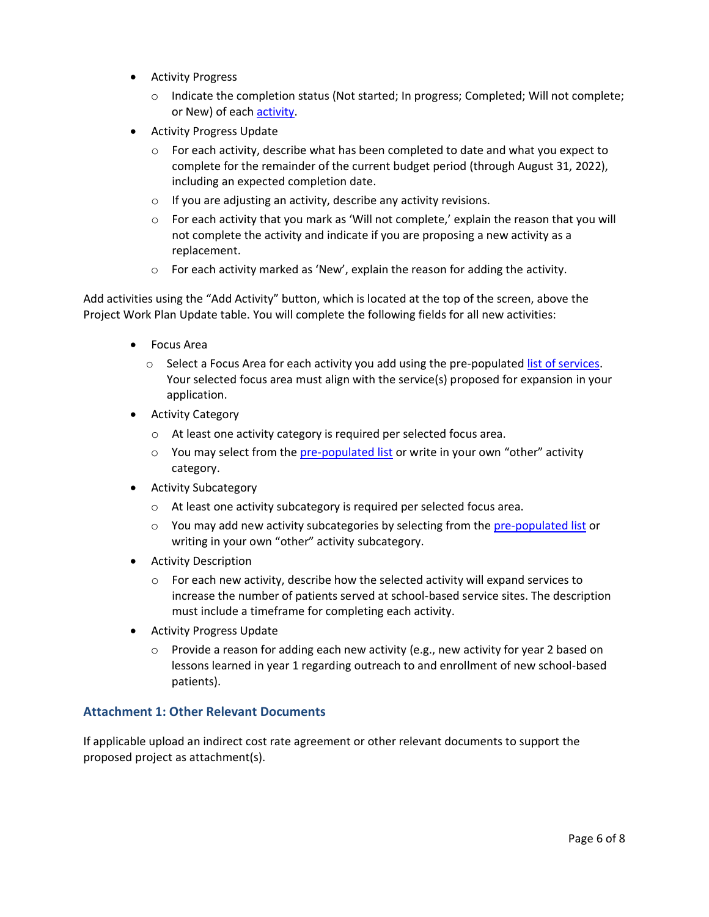- Activity Progress
  - Indicate the completion status (Not started; In progress; Completed; Will not complete; or New) of each activity.
- Activity Progress Update
  - For each activity, describe what has been completed to date and what you expect to complete for the remainder of the current budget period (through August 31, 2022), including an expected completion date.
  - If you are adjusting an activity, describe any activity revisions.
  - For each activity that you mark as 'Will not complete,' explain the reason that you will not complete the activity and indicate if you are proposing a new activity as a replacement.
  - For each activity marked as 'New', explain the reason for adding the activity.

Add activities using the "Add Activity" button, which is located at the top of the screen, above the Project Work Plan Update table. You will complete the following fields for all new activities:

- Focus Area
  - Select a Focus Area for each activity you add using the pre-populated list of services. Your selected focus area must align with the service(s) proposed for expansion in your application.
- Activity Category
  - At least one activity category is required per selected focus area.
  - You may select from the pre-populated list or write in your own "other" activity category.
- Activity Subcategory
  - At least one activity subcategory is required per selected focus area.
  - You may add new activity subcategories by selecting from the pre-populated list or writing in your own "other" activity subcategory.
- Activity Description
  - For each new activity, describe how the selected activity will expand services to increase the number of patients served at school-based service sites. The description must include a timeframe for completing each activity.
- Activity Progress Update
  - Provide a reason for adding each new activity (e.g., new activity for year 2 based on lessons learned in year 1 regarding outreach to and enrollment of new school-based patients).

### Attachment 1: Other Relevant Documents

If applicable upload an indirect cost rate agreement or other relevant documents to support the proposed project as attachment(s).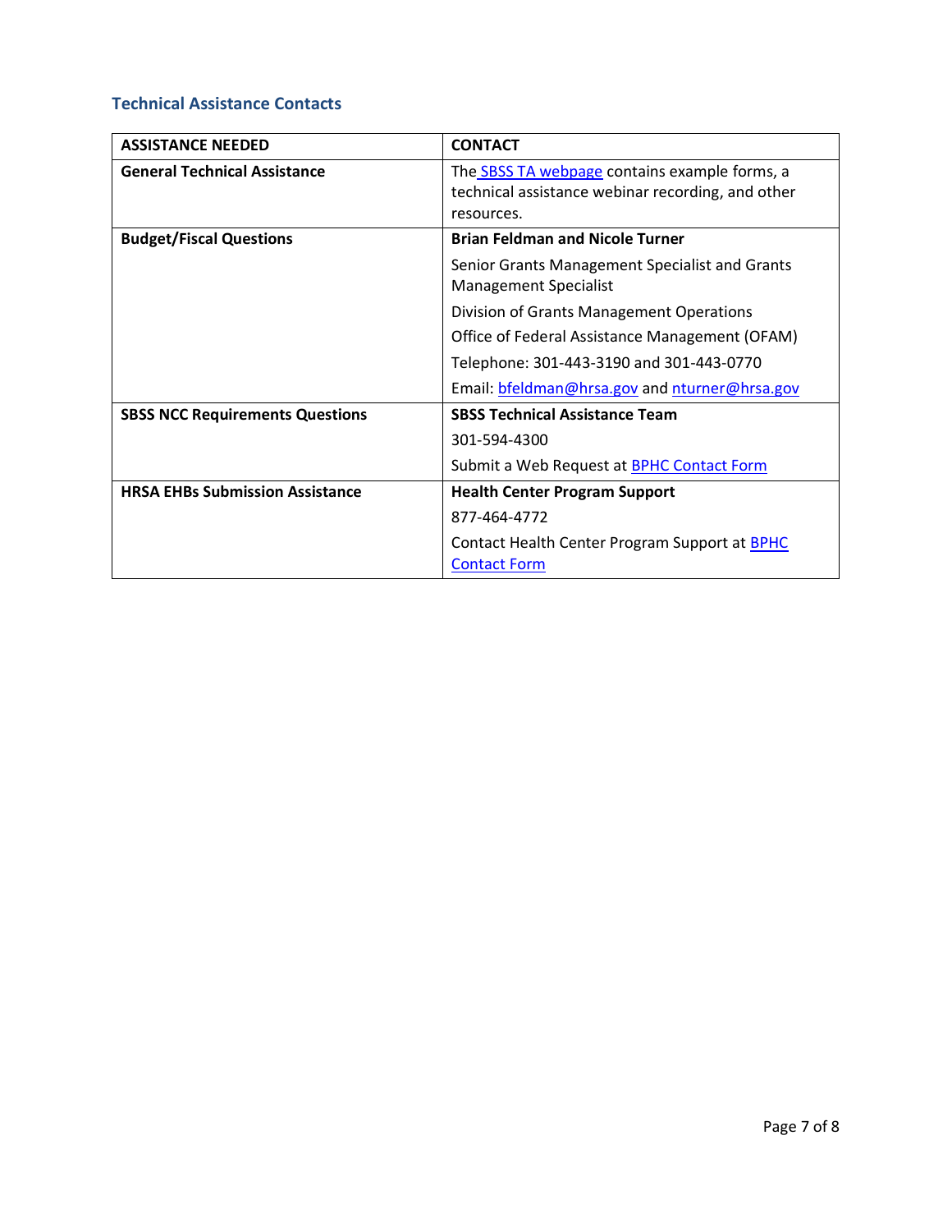### Technical Assistance Contacts

| ASSISTANCE NEEDED | CONTACT |
| --- | --- |
| **General Technical Assistance** | The SBSS TA webpage contains example forms, a technical assistance webinar recording, and other resources. |
| **Budget/Fiscal Questions** | **Brian Feldman and Nicole Turner**<br>Senior Grants Management Specialist and Grants Management Specialist<br>Division of Grants Management Operations<br>Office of Federal Assistance Management (OFAM)<br>Telephone: 301-443-3190 and 301-443-0770<br>Email: bfeldman@hrsa.gov and nturner@hrsa.gov |
| **SBSS NCC Requirements Questions** | **SBSS Technical Assistance Team**<br>301-594-4300<br>Submit a Web Request at BPHC Contact Form |
| **HRSA EHBs Submission Assistance** | **Health Center Program Support**<br>877-464-4772<br>Contact Health Center Program Support at BPHC Contact Form |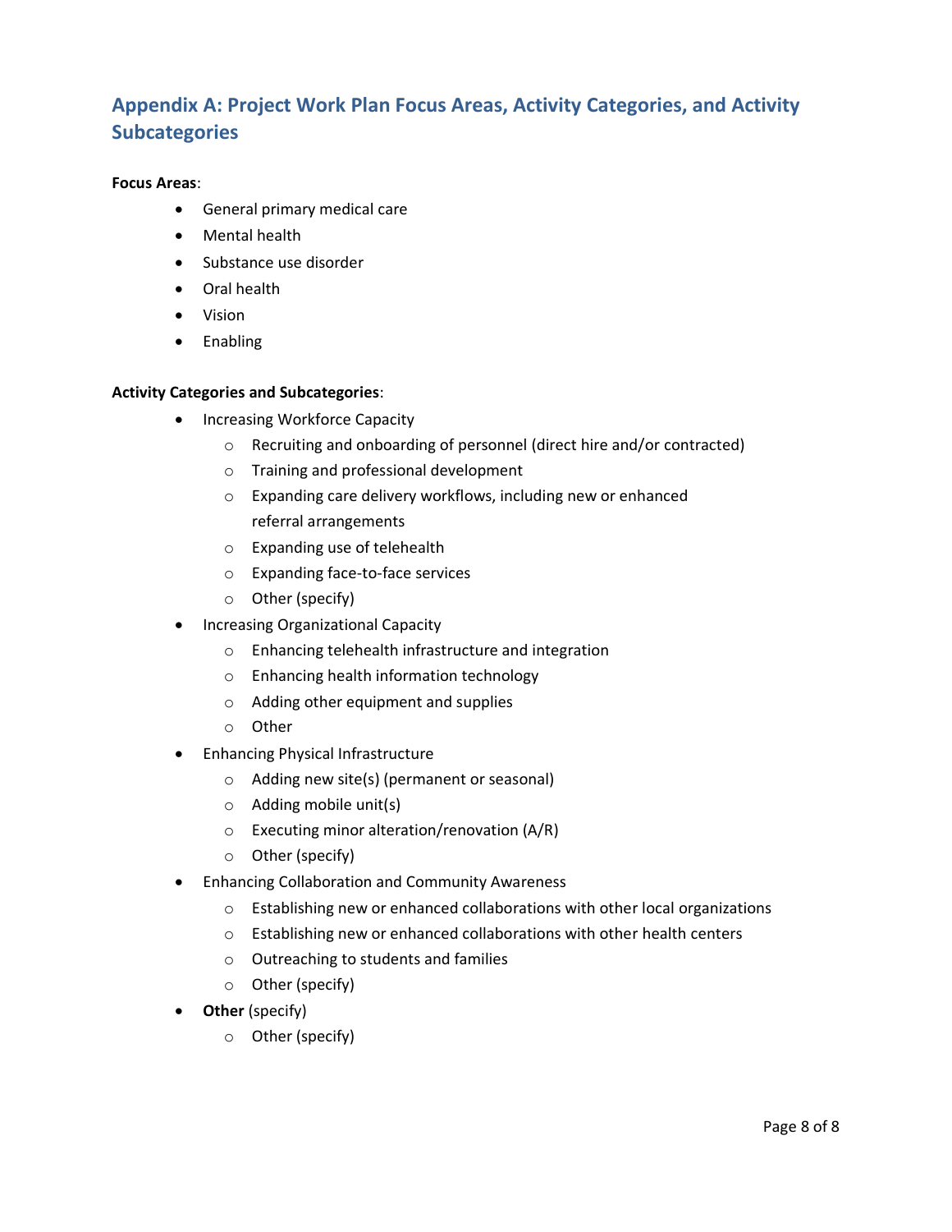## Appendix A: Project Work Plan Focus Areas, Activity Categories, and Activity Subcategories

**Focus Areas**:

- General primary medical care
- Mental health
- Substance use disorder
- Oral health
- Vision
- Enabling

**Activity Categories and Subcategories**:

- Increasing Workforce Capacity
  - Recruiting and onboarding of personnel (direct hire and/or contracted)
  - Training and professional development
  - Expanding care delivery workflows, including new or enhanced referral arrangements
  - Expanding use of telehealth
  - Expanding face-to-face services
  - Other (specify)
- Increasing Organizational Capacity
  - Enhancing telehealth infrastructure and integration
  - Enhancing health information technology
  - Adding other equipment and supplies
  - Other
- Enhancing Physical Infrastructure
  - Adding new site(s) (permanent or seasonal)
  - Adding mobile unit(s)
  - Executing minor alteration/renovation (A/R)
  - Other (specify)
- Enhancing Collaboration and Community Awareness
  - Establishing new or enhanced collaborations with other local organizations
  - Establishing new or enhanced collaborations with other health centers
  - Outreaching to students and families
  - Other (specify)
- **Other** (specify)
  - Other (specify)